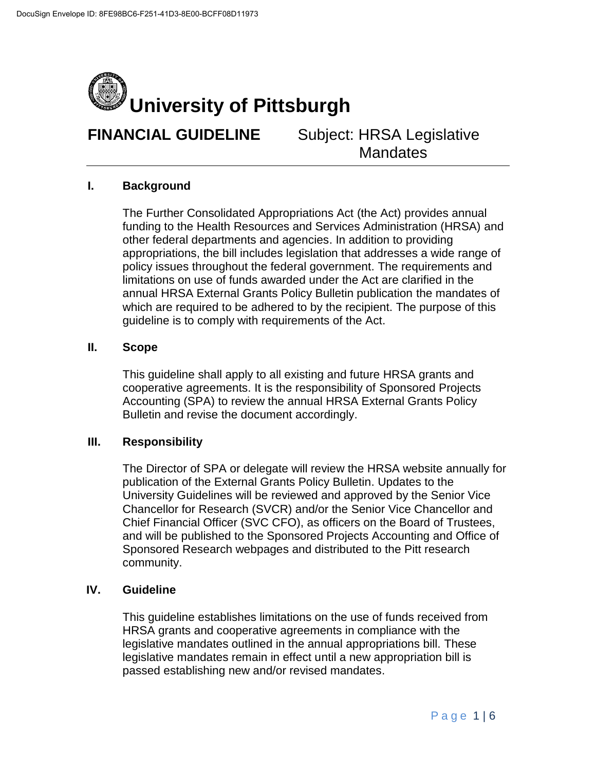DocuSign Envelope ID: 8FE98BC6-F251-41D3-8E00-BCFF08D11973

# University of Pittsburgh

**FINANCIAL GUIDELINE** Subject: HRSA Legislative Mandates

## I. Background

The Further Consolidated Appropriations Act (the Act) provides annual funding to the Health Resources and Services Administration (HRSA) and other federal departments and agencies. In addition to providing appropriations, the bill includes legislation that addresses a wide range of policy issues throughout the federal government. The requirements and limitations on use of funds awarded under the Act are clarified in the annual HRSA External Grants Policy Bulletin publication the mandates of which are required to be adhered to by the recipient. The purpose of this guideline is to comply with requirements of the Act.

## II. Scope

This guideline shall apply to all existing and future HRSA grants and cooperative agreements. It is the responsibility of Sponsored Projects Accounting (SPA) to review the annual HRSA External Grants Policy Bulletin and revise the document accordingly.

## III. Responsibility

The Director of SPA or delegate will review the HRSA website annually for publication of the External Grants Policy Bulletin. Updates to the University Guidelines will be reviewed and approved by the Senior Vice Chancellor for Research (SVCR) and/or the Senior Vice Chancellor and Chief Financial Officer (SVC CFO), as officers on the Board of Trustees, and will be published to the Sponsored Projects Accounting and Office of Sponsored Research webpages and distributed to the Pitt research community.

## IV. Guideline

This guideline establishes limitations on the use of funds received from HRSA grants and cooperative agreements in compliance with the legislative mandates outlined in the annual appropriations bill. These legislative mandates remain in effect until a new appropriation bill is passed establishing new and/or revised mandates.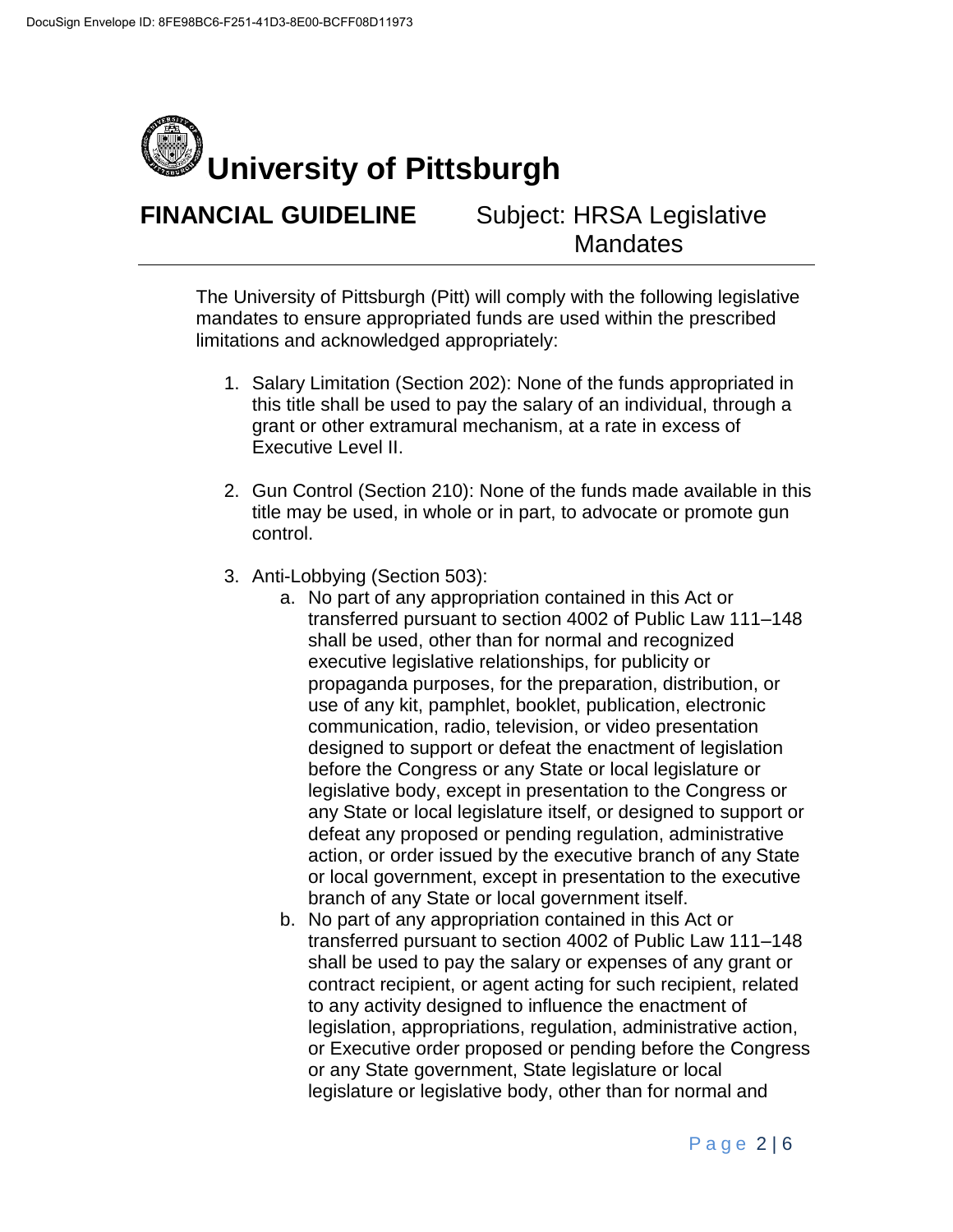# University of Pittsburgh

**FINANCIAL GUIDELINE** Subject: HRSA Legislative Mandates

The University of Pittsburgh (Pitt) will comply with the following legislative mandates to ensure appropriated funds are used within the prescribed limitations and acknowledged appropriately:

1. Salary Limitation (Section 202): None of the funds appropriated in this title shall be used to pay the salary of an individual, through a grant or other extramural mechanism, at a rate in excess of Executive Level II.

2. Gun Control (Section 210): None of the funds made available in this title may be used, in whole or in part, to advocate or promote gun control.

3. Anti-Lobbying (Section 503):
   a. No part of any appropriation contained in this Act or transferred pursuant to section 4002 of Public Law 111–148 shall be used, other than for normal and recognized executive legislative relationships, for publicity or propaganda purposes, for the preparation, distribution, or use of any kit, pamphlet, booklet, publication, electronic communication, radio, television, or video presentation designed to support or defeat the enactment of legislation before the Congress or any State or local legislature or legislative body, except in presentation to the Congress or any State or local legislature itself, or designed to support or defeat any proposed or pending regulation, administrative action, or order issued by the executive branch of any State or local government, except in presentation to the executive branch of any State or local government itself.
   b. No part of any appropriation contained in this Act or transferred pursuant to section 4002 of Public Law 111–148 shall be used to pay the salary or expenses of any grant or contract recipient, or agent acting for such recipient, related to any activity designed to influence the enactment of legislation, appropriations, regulation, administrative action, or Executive order proposed or pending before the Congress or any State government, State legislature or local legislature or legislative body, other than for normal and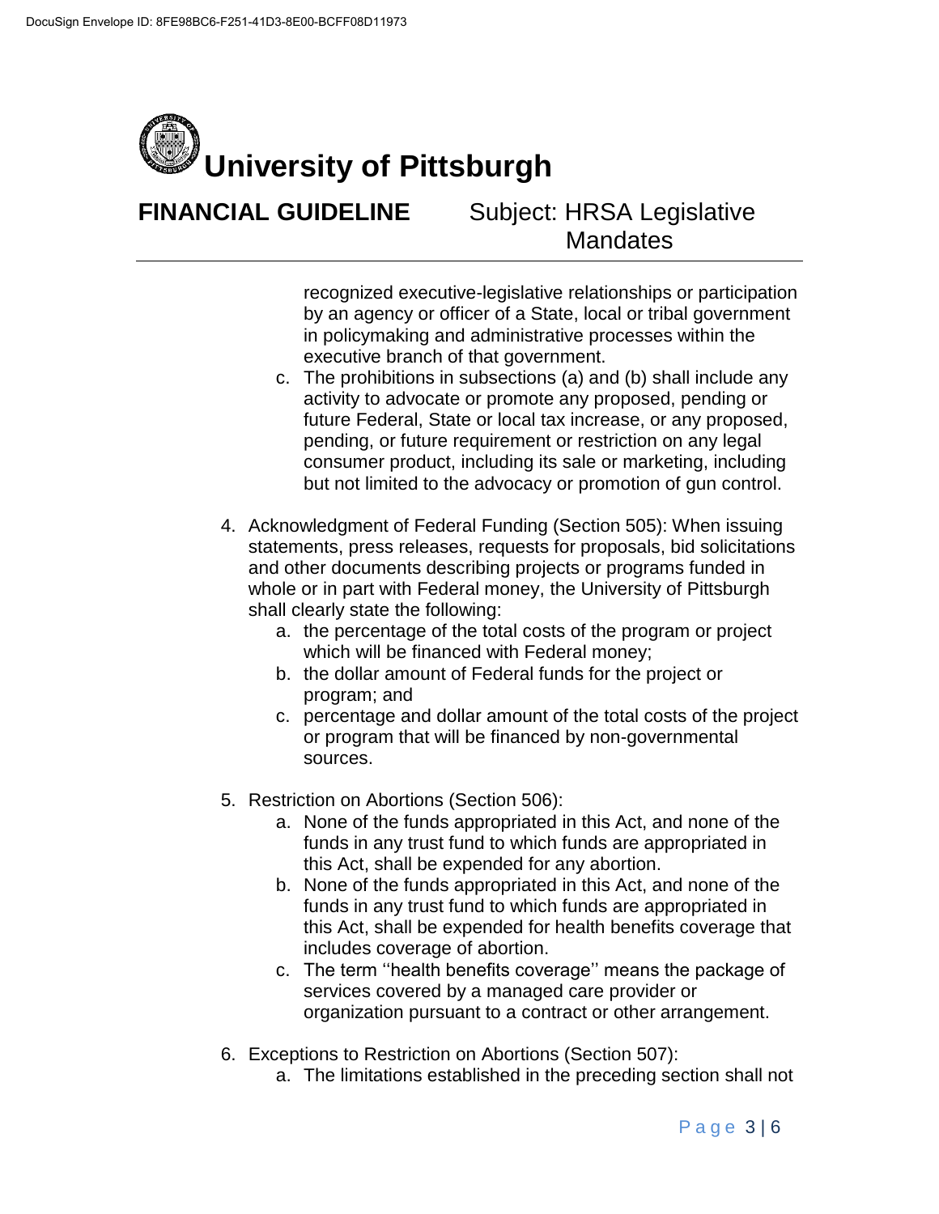recognized executive-legislative relationships or participation by an agency or officer of a State, local or tribal government in policymaking and administrative processes within the executive branch of that government.

   c. The prohibitions in subsections (a) and (b) shall include any activity to advocate or promote any proposed, pending or future Federal, State or local tax increase, or any proposed, pending, or future requirement or restriction on any legal consumer product, including its sale or marketing, including but not limited to the advocacy or promotion of gun control.

4. Acknowledgment of Federal Funding (Section 505): When issuing statements, press releases, requests for proposals, bid solicitations and other documents describing projects or programs funded in whole or in part with Federal money, the University of Pittsburgh shall clearly state the following:
   a. the percentage of the total costs of the program or project which will be financed with Federal money;
   b. the dollar amount of Federal funds for the project or program; and
   c. percentage and dollar amount of the total costs of the project or program that will be financed by non-governmental sources.

5. Restriction on Abortions (Section 506):
   a. None of the funds appropriated in this Act, and none of the funds in any trust fund to which funds are appropriated in this Act, shall be expended for any abortion.
   b. None of the funds appropriated in this Act, and none of the funds in any trust fund to which funds are appropriated in this Act, shall be expended for health benefits coverage that includes coverage of abortion.
   c. The term ''health benefits coverage'' means the package of services covered by a managed care provider or organization pursuant to a contract or other arrangement.

6. Exceptions to Restriction on Abortions (Section 507):
   a. The limitations established in the preceding section shall not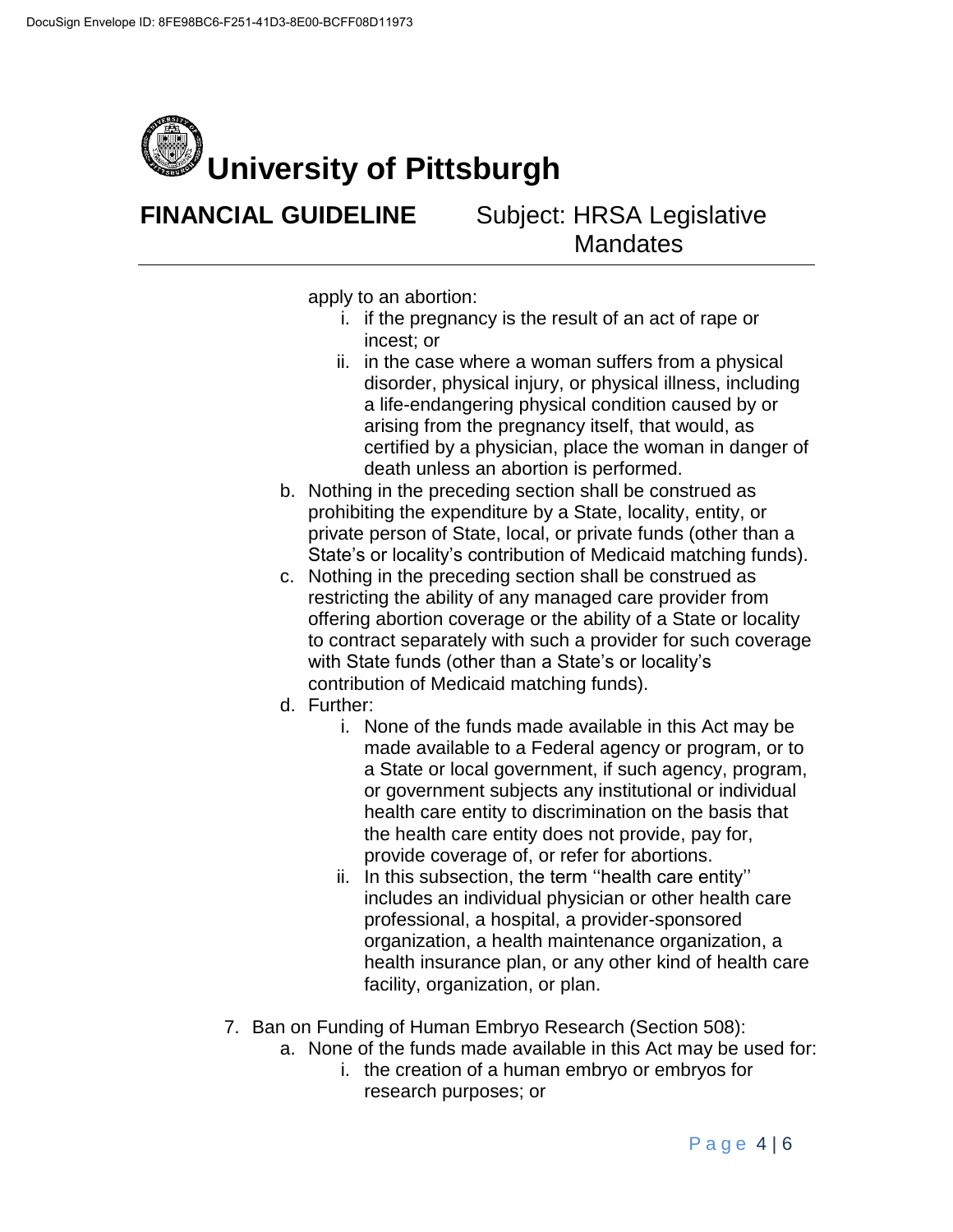apply to an abortion:

    i. if the pregnancy is the result of an act of rape or incest; or
    ii. in the case where a woman suffers from a physical disorder, physical injury, or physical illness, including a life-endangering physical condition caused by or arising from the pregnancy itself, that would, as certified by a physician, place the woman in danger of death unless an abortion is performed.

b. Nothing in the preceding section shall be construed as prohibiting the expenditure by a State, locality, entity, or private person of State, local, or private funds (other than a State's or locality's contribution of Medicaid matching funds).

c. Nothing in the preceding section shall be construed as restricting the ability of any managed care provider from offering abortion coverage or the ability of a State or locality to contract separately with such a provider for such coverage with State funds (other than a State's or locality's contribution of Medicaid matching funds).

d. Further:

    i. None of the funds made available in this Act may be made available to a Federal agency or program, or to a State or local government, if such agency, program, or government subjects any institutional or individual health care entity to discrimination on the basis that the health care entity does not provide, pay for, provide coverage of, or refer for abortions.
    ii. In this subsection, the term ''health care entity'' includes an individual physician or other health care professional, a hospital, a provider-sponsored organization, a health maintenance organization, a health insurance plan, or any other kind of health care facility, organization, or plan.

7. Ban on Funding of Human Embryo Research (Section 508):

    a. None of the funds made available in this Act may be used for:

        i. the creation of a human embryo or embryos for research purposes; or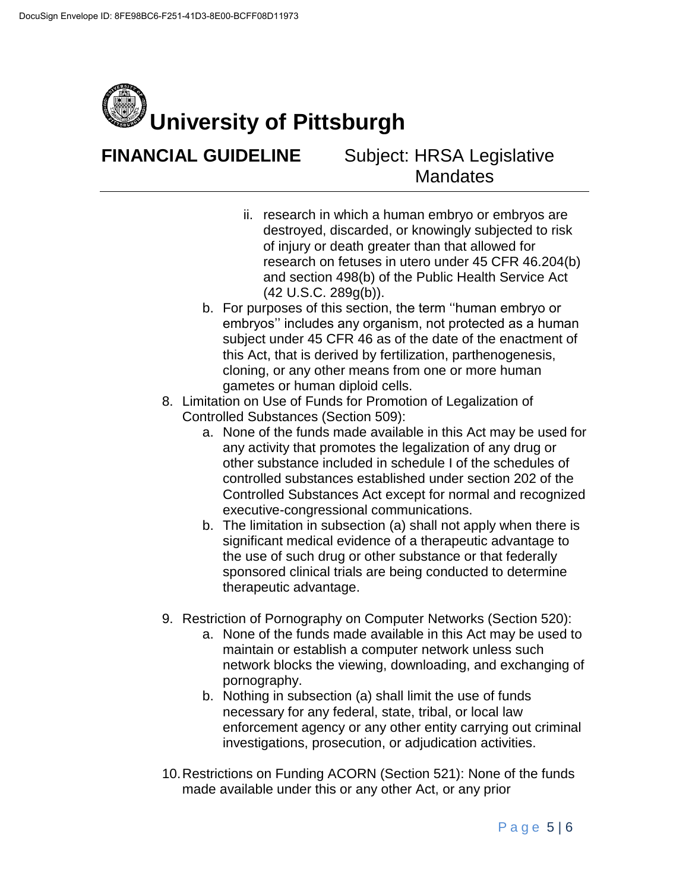ii. research in which a human embryo or embryos are destroyed, discarded, or knowingly subjected to risk of injury or death greater than that allowed for research on fetuses in utero under 45 CFR 46.204(b) and section 498(b) of the Public Health Service Act (42 U.S.C. 289g(b)).

b. For purposes of this section, the term ''human embryo or embryos'' includes any organism, not protected as a human subject under 45 CFR 46 as of the date of the enactment of this Act, that is derived by fertilization, parthenogenesis, cloning, or any other means from one or more human gametes or human diploid cells.

8. Limitation on Use of Funds for Promotion of Legalization of Controlled Substances (Section 509):
   a. None of the funds made available in this Act may be used for any activity that promotes the legalization of any drug or other substance included in schedule I of the schedules of controlled substances established under section 202 of the Controlled Substances Act except for normal and recognized executive-congressional communications.
   b. The limitation in subsection (a) shall not apply when there is significant medical evidence of a therapeutic advantage to the use of such drug or other substance or that federally sponsored clinical trials are being conducted to determine therapeutic advantage.

9. Restriction of Pornography on Computer Networks (Section 520):
   a. None of the funds made available in this Act may be used to maintain or establish a computer network unless such network blocks the viewing, downloading, and exchanging of pornography.
   b. Nothing in subsection (a) shall limit the use of funds necessary for any federal, state, tribal, or local law enforcement agency or any other entity carrying out criminal investigations, prosecution, or adjudication activities.

10. Restrictions on Funding ACORN (Section 521): None of the funds made available under this or any other Act, or any prior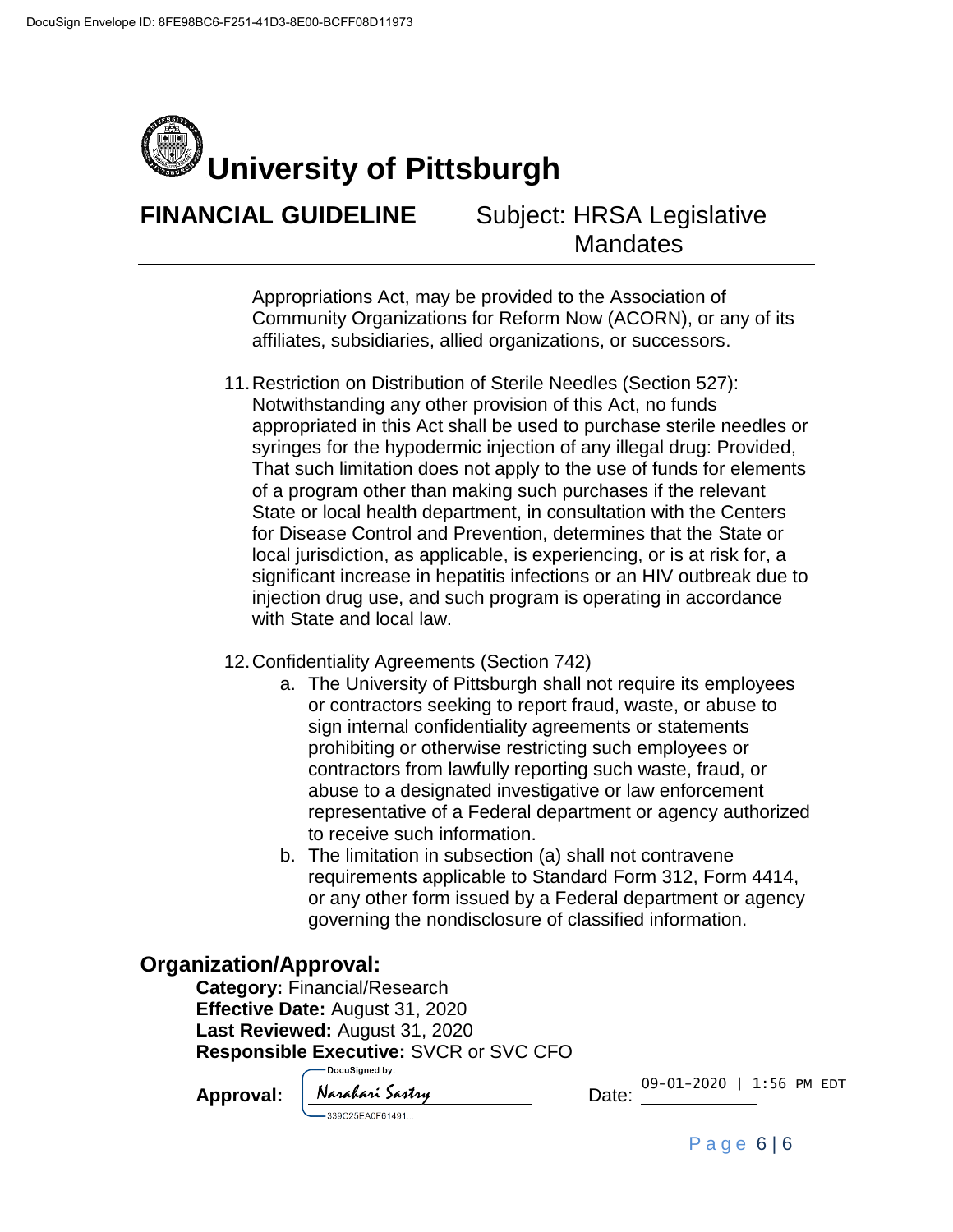Appropriations Act, may be provided to the Association of Community Organizations for Reform Now (ACORN), or any of its affiliates, subsidiaries, allied organizations, or successors.

11. Restriction on Distribution of Sterile Needles (Section 527): Notwithstanding any other provision of this Act, no funds appropriated in this Act shall be used to purchase sterile needles or syringes for the hypodermic injection of any illegal drug: Provided, That such limitation does not apply to the use of funds for elements of a program other than making such purchases if the relevant State or local health department, in consultation with the Centers for Disease Control and Prevention, determines that the State or local jurisdiction, as applicable, is experiencing, or is at risk for, a significant increase in hepatitis infections or an HIV outbreak due to injection drug use, and such program is operating in accordance with State and local law.

12. Confidentiality Agreements (Section 742)
    a. The University of Pittsburgh shall not require its employees or contractors seeking to report fraud, waste, or abuse to sign internal confidentiality agreements or statements prohibiting or otherwise restricting such employees or contractors from lawfully reporting such waste, fraud, or abuse to a designated investigative or law enforcement representative of a Federal department or agency authorized to receive such information.
    b. The limitation in subsection (a) shall not contravene requirements applicable to Standard Form 312, Form 4414, or any other form issued by a Federal department or agency governing the nondisclosure of classified information.

## Organization/Approval:

**Category:** Financial/Research
**Effective Date:** August 31, 2020
**Last Reviewed:** August 31, 2020
**Responsible Executive:** SVCR or SVC CFO

**Approval:** DocuSigned by: Narahari Sastry 339C25EA0F61491... Date: 09-01-2020 | 1:56 PM EDT